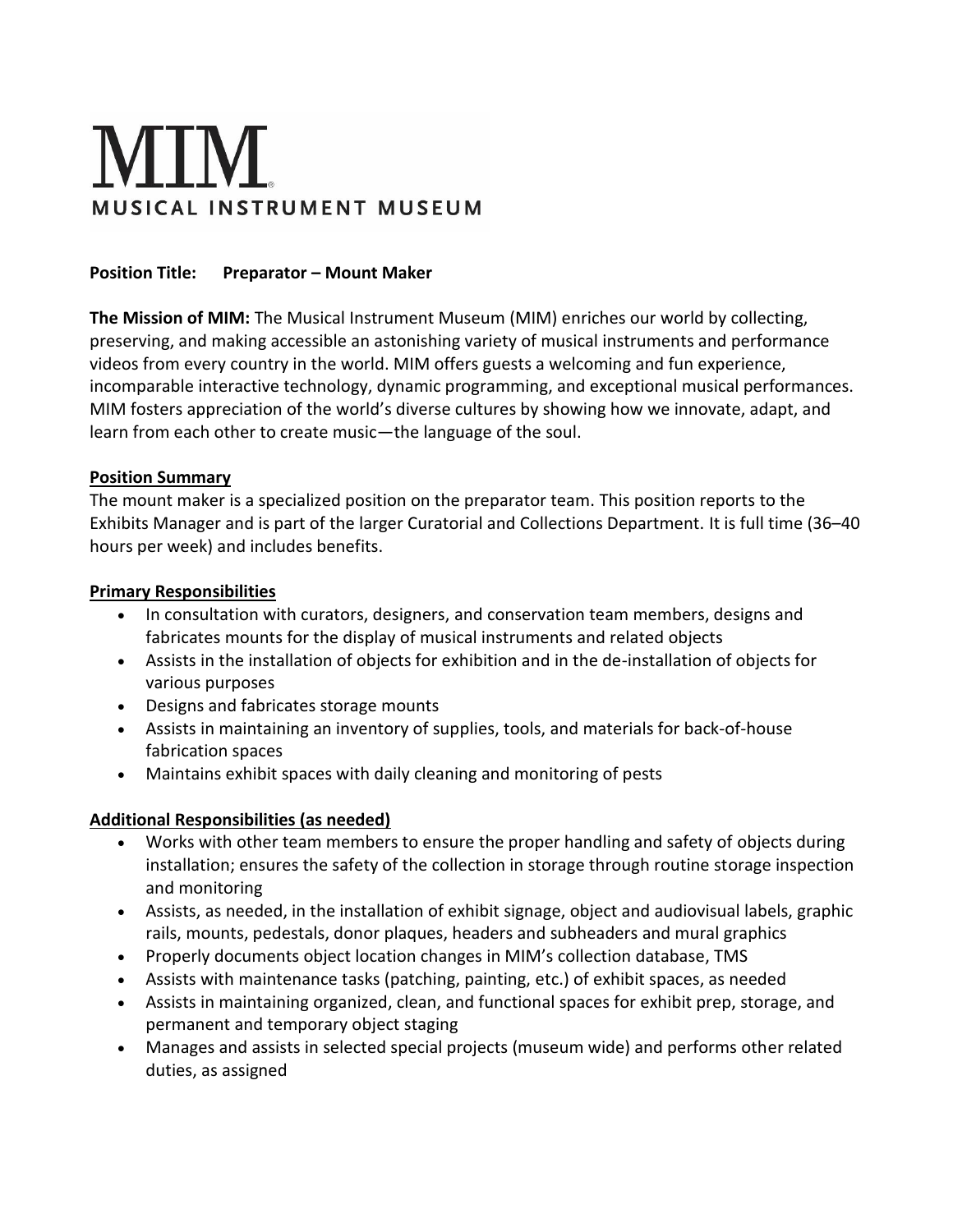# MIM
MUSICAL INSTRUMENT MUSEUM

**Position Title: Preparator – Mount Maker**

**The Mission of MIM:** The Musical Instrument Museum (MIM) enriches our world by collecting, preserving, and making accessible an astonishing variety of musical instruments and performance videos from every country in the world. MIM offers guests a welcoming and fun experience, incomparable interactive technology, dynamic programming, and exceptional musical performances. MIM fosters appreciation of the world's diverse cultures by showing how we innovate, adapt, and learn from each other to create music—the language of the soul.

## Position Summary

The mount maker is a specialized position on the preparator team. This position reports to the Exhibits Manager and is part of the larger Curatorial and Collections Department. It is full time (36–40 hours per week) and includes benefits.

## Primary Responsibilities

- In consultation with curators, designers, and conservation team members, designs and fabricates mounts for the display of musical instruments and related objects
- Assists in the installation of objects for exhibition and in the de-installation of objects for various purposes
- Designs and fabricates storage mounts
- Assists in maintaining an inventory of supplies, tools, and materials for back-of-house fabrication spaces
- Maintains exhibit spaces with daily cleaning and monitoring of pests

## Additional Responsibilities (as needed)

- Works with other team members to ensure the proper handling and safety of objects during installation; ensures the safety of the collection in storage through routine storage inspection and monitoring
- Assists, as needed, in the installation of exhibit signage, object and audiovisual labels, graphic rails, mounts, pedestals, donor plaques, headers and subheaders and mural graphics
- Properly documents object location changes in MIM's collection database, TMS
- Assists with maintenance tasks (patching, painting, etc.) of exhibit spaces, as needed
- Assists in maintaining organized, clean, and functional spaces for exhibit prep, storage, and permanent and temporary object staging
- Manages and assists in selected special projects (museum wide) and performs other related duties, as assigned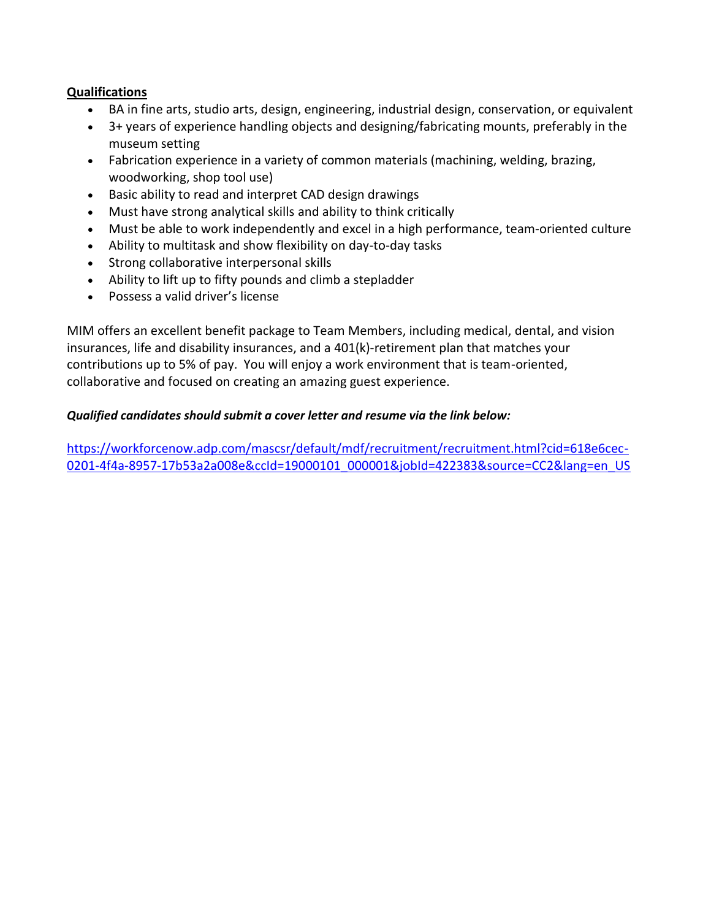**Qualifications**

- BA in fine arts, studio arts, design, engineering, industrial design, conservation, or equivalent
- 3+ years of experience handling objects and designing/fabricating mounts, preferably in the museum setting
- Fabrication experience in a variety of common materials (machining, welding, brazing, woodworking, shop tool use)
- Basic ability to read and interpret CAD design drawings
- Must have strong analytical skills and ability to think critically
- Must be able to work independently and excel in a high performance, team-oriented culture
- Ability to multitask and show flexibility on day-to-day tasks
- Strong collaborative interpersonal skills
- Ability to lift up to fifty pounds and climb a stepladder
- Possess a valid driver's license

MIM offers an excellent benefit package to Team Members, including medical, dental, and vision insurances, life and disability insurances, and a 401(k)-retirement plan that matches your contributions up to 5% of pay. You will enjoy a work environment that is team-oriented, collaborative and focused on creating an amazing guest experience.

***Qualified candidates should submit a cover letter and resume via the link below:***

https://workforcenow.adp.com/mascsr/default/mdf/recruitment/recruitment.html?cid=618e6cec-0201-4f4a-8957-17b53a2a008e&ccId=19000101_000001&jobId=422383&source=CC2&lang=en_US